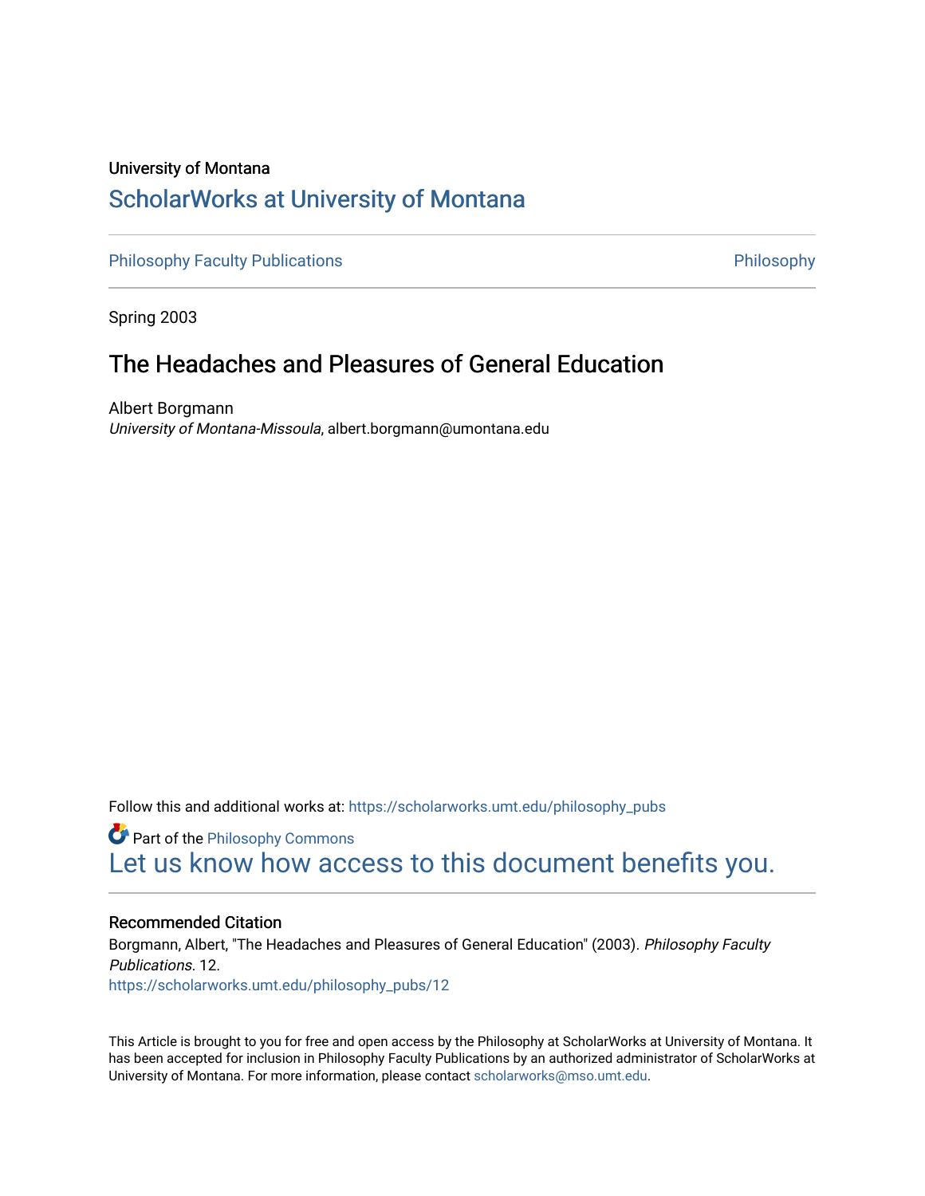University of Montana

# ScholarWorks at University of Montana

Philosophy Faculty Publications

Philosophy

Spring 2003

## The Headaches and Pleasures of General Education

Albert Borgmann
*University of Montana-Missoula*, albert.borgmann@umontana.edu

Follow this and additional works at: https://scholarworks.umt.edu/philosophy_pubs

Part of the Philosophy Commons

Let us know how access to this document benefits you.

### Recommended Citation

Borgmann, Albert, "The Headaches and Pleasures of General Education" (2003). *Philosophy Faculty Publications*. 12.
https://scholarworks.umt.edu/philosophy_pubs/12

This Article is brought to you for free and open access by the Philosophy at ScholarWorks at University of Montana. It has been accepted for inclusion in Philosophy Faculty Publications by an authorized administrator of ScholarWorks at University of Montana. For more information, please contact scholarworks@mso.umt.edu.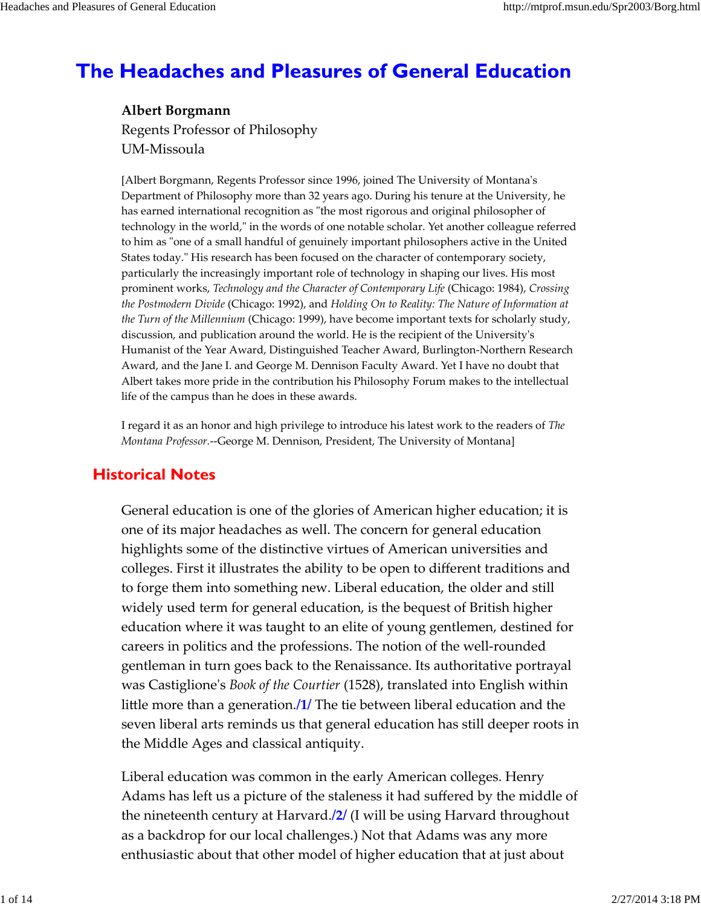# The Headaches and Pleasures of General Education

**Albert Borgmann**
Regents Professor of Philosophy
UM-Missoula

[Albert Borgmann, Regents Professor since 1996, joined The University of Montana's Department of Philosophy more than 32 years ago. During his tenure at the University, he has earned international recognition as "the most rigorous and original philosopher of technology in the world," in the words of one notable scholar. Yet another colleague referred to him as "one of a small handful of genuinely important philosophers active in the United States today." His research has been focused on the character of contemporary society, particularly the increasingly important role of technology in shaping our lives. His most prominent works, *Technology and the Character of Contemporary Life* (Chicago: 1984), *Crossing the Postmodern Divide* (Chicago: 1992), and *Holding On to Reality: The Nature of Information at the Turn of the Millennium* (Chicago: 1999), have become important texts for scholarly study, discussion, and publication around the world. He is the recipient of the University's Humanist of the Year Award, Distinguished Teacher Award, Burlington-Northern Research Award, and the Jane I. and George M. Dennison Faculty Award. Yet I have no doubt that Albert takes more pride in the contribution his Philosophy Forum makes to the intellectual life of the campus than he does in these awards.

I regard it as an honor and high privilege to introduce his latest work to the readers of *The Montana Professor*.--George M. Dennison, President, The University of Montana]

## Historical Notes

General education is one of the glories of American higher education; it is one of its major headaches as well. The concern for general education highlights some of the distinctive virtues of American universities and colleges. First it illustrates the ability to be open to different traditions and to forge them into something new. Liberal education, the older and still widely used term for general education, is the bequest of British higher education where it was taught to an elite of young gentlemen, destined for careers in politics and the professions. The notion of the well-rounded gentleman in turn goes back to the Renaissance. Its authoritative portrayal was Castiglione's *Book of the Courtier* (1528), translated into English within little more than a generation./1/ The tie between liberal education and the seven liberal arts reminds us that general education has still deeper roots in the Middle Ages and classical antiquity.

Liberal education was common in the early American colleges. Henry Adams has left us a picture of the staleness it had suffered by the middle of the nineteenth century at Harvard./2/ (I will be using Harvard throughout as a backdrop for our local challenges.) Not that Adams was any more enthusiastic about that other model of higher education that at just about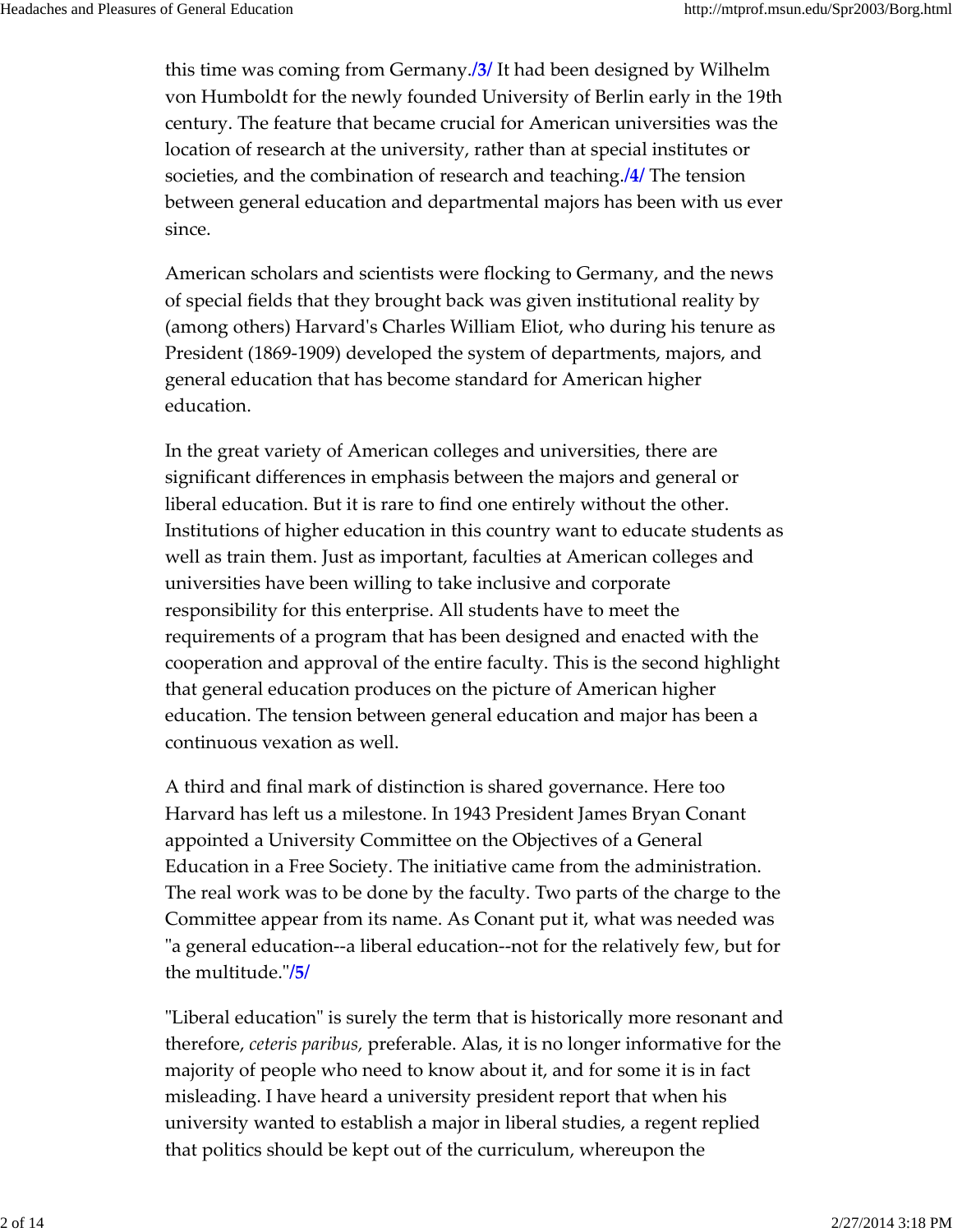this time was coming from Germany./3/ It had been designed by Wilhelm von Humboldt for the newly founded University of Berlin early in the 19th century. The feature that became crucial for American universities was the location of research at the university, rather than at special institutes or societies, and the combination of research and teaching./4/ The tension between general education and departmental majors has been with us ever since.

American scholars and scientists were flocking to Germany, and the news of special fields that they brought back was given institutional reality by (among others) Harvard's Charles William Eliot, who during his tenure as President (1869-1909) developed the system of departments, majors, and general education that has become standard for American higher education.

In the great variety of American colleges and universities, there are significant differences in emphasis between the majors and general or liberal education. But it is rare to find one entirely without the other. Institutions of higher education in this country want to educate students as well as train them. Just as important, faculties at American colleges and universities have been willing to take inclusive and corporate responsibility for this enterprise. All students have to meet the requirements of a program that has been designed and enacted with the cooperation and approval of the entire faculty. This is the second highlight that general education produces on the picture of American higher education. The tension between general education and major has been a continuous vexation as well.

A third and final mark of distinction is shared governance. Here too Harvard has left us a milestone. In 1943 President James Bryan Conant appointed a University Committee on the Objectives of a General Education in a Free Society. The initiative came from the administration. The real work was to be done by the faculty. Two parts of the charge to the Committee appear from its name. As Conant put it, what was needed was "a general education--a liberal education--not for the relatively few, but for the multitude."/5/

"Liberal education" is surely the term that is historically more resonant and therefore, *ceteris paribus,* preferable. Alas, it is no longer informative for the majority of people who need to know about it, and for some it is in fact misleading. I have heard a university president report that when his university wanted to establish a major in liberal studies, a regent replied that politics should be kept out of the curriculum, whereupon the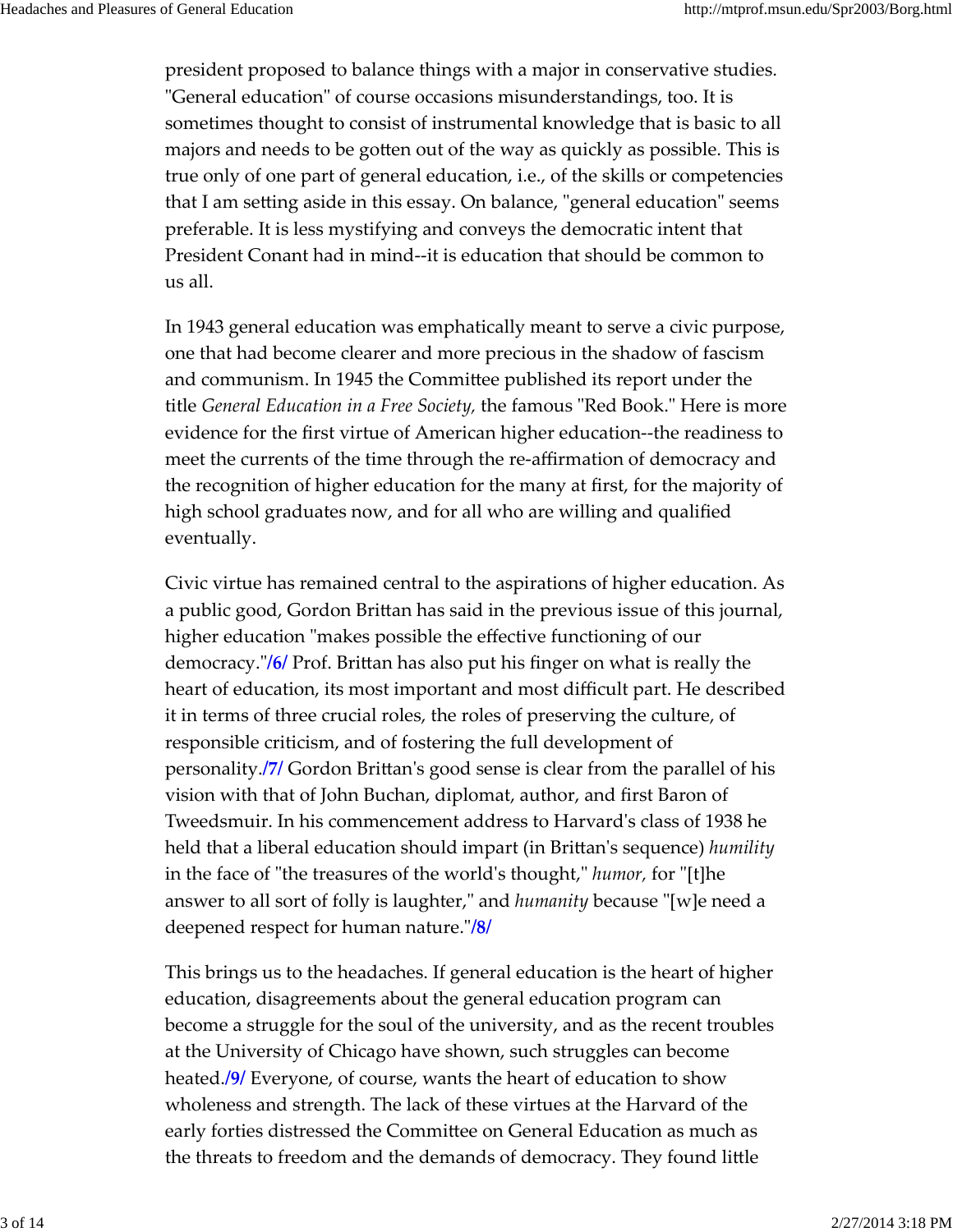president proposed to balance things with a major in conservative studies. "General education" of course occasions misunderstandings, too. It is sometimes thought to consist of instrumental knowledge that is basic to all majors and needs to be gotten out of the way as quickly as possible. This is true only of one part of general education, i.e., of the skills or competencies that I am setting aside in this essay. On balance, "general education" seems preferable. It is less mystifying and conveys the democratic intent that President Conant had in mind--it is education that should be common to us all.

In 1943 general education was emphatically meant to serve a civic purpose, one that had become clearer and more precious in the shadow of fascism and communism. In 1945 the Committee published its report under the title *General Education in a Free Society,* the famous "Red Book." Here is more evidence for the first virtue of American higher education--the readiness to meet the currents of the time through the re-affirmation of democracy and the recognition of higher education for the many at first, for the majority of high school graduates now, and for all who are willing and qualified eventually.

Civic virtue has remained central to the aspirations of higher education. As a public good, Gordon Brittan has said in the previous issue of this journal, higher education "makes possible the effective functioning of our democracy."/6/ Prof. Brittan has also put his finger on what is really the heart of education, its most important and most difficult part. He described it in terms of three crucial roles, the roles of preserving the culture, of responsible criticism, and of fostering the full development of personality./7/ Gordon Brittan's good sense is clear from the parallel of his vision with that of John Buchan, diplomat, author, and first Baron of Tweedsmuir. In his commencement address to Harvard's class of 1938 he held that a liberal education should impart (in Brittan's sequence) *humility* in the face of "the treasures of the world's thought," *humor,* for "[t]he answer to all sort of folly is laughter," and *humanity* because "[w]e need a deepened respect for human nature."/8/

This brings us to the headaches. If general education is the heart of higher education, disagreements about the general education program can become a struggle for the soul of the university, and as the recent troubles at the University of Chicago have shown, such struggles can become heated./9/ Everyone, of course, wants the heart of education to show wholeness and strength. The lack of these virtues at the Harvard of the early forties distressed the Committee on General Education as much as the threats to freedom and the demands of democracy. They found little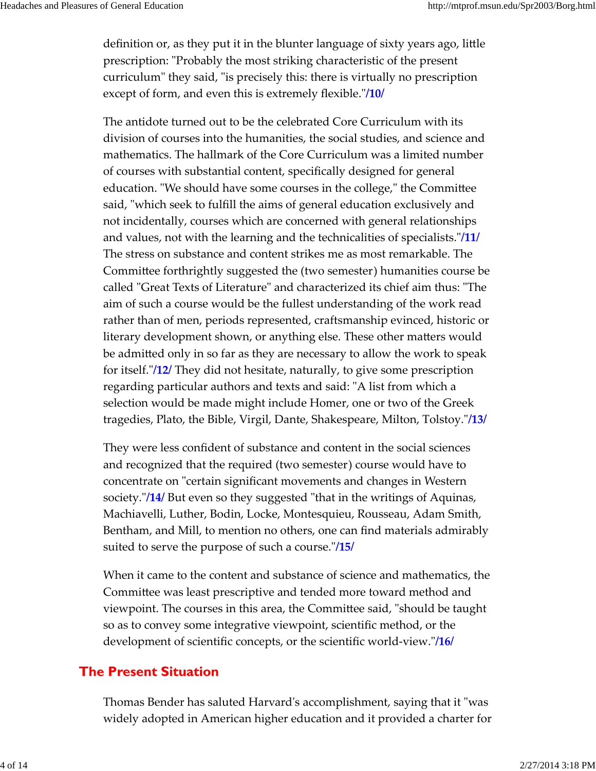definition or, as they put it in the blunter language of sixty years ago, little prescription: "Probably the most striking characteristic of the present curriculum" they said, "is precisely this: there is virtually no prescription except of form, and even this is extremely flexible."/10/

The antidote turned out to be the celebrated Core Curriculum with its division of courses into the humanities, the social studies, and science and mathematics. The hallmark of the Core Curriculum was a limited number of courses with substantial content, specifically designed for general education. "We should have some courses in the college," the Committee said, "which seek to fulfill the aims of general education exclusively and not incidentally, courses which are concerned with general relationships and values, not with the learning and the technicalities of specialists."/11/ The stress on substance and content strikes me as most remarkable. The Committee forthrightly suggested the (two semester) humanities course be called "Great Texts of Literature" and characterized its chief aim thus: "The aim of such a course would be the fullest understanding of the work read rather than of men, periods represented, craftsmanship evinced, historic or literary development shown, or anything else. These other matters would be admitted only in so far as they are necessary to allow the work to speak for itself."/12/ They did not hesitate, naturally, to give some prescription regarding particular authors and texts and said: "A list from which a selection would be made might include Homer, one or two of the Greek tragedies, Plato, the Bible, Virgil, Dante, Shakespeare, Milton, Tolstoy."/13/

They were less confident of substance and content in the social sciences and recognized that the required (two semester) course would have to concentrate on "certain significant movements and changes in Western society."/14/ But even so they suggested "that in the writings of Aquinas, Machiavelli, Luther, Bodin, Locke, Montesquieu, Rousseau, Adam Smith, Bentham, and Mill, to mention no others, one can find materials admirably suited to serve the purpose of such a course."/15/

When it came to the content and substance of science and mathematics, the Committee was least prescriptive and tended more toward method and viewpoint. The courses in this area, the Committee said, "should be taught so as to convey some integrative viewpoint, scientific method, or the development of scientific concepts, or the scientific world-view."/16/

## The Present Situation

Thomas Bender has saluted Harvard's accomplishment, saying that it "was widely adopted in American higher education and it provided a charter for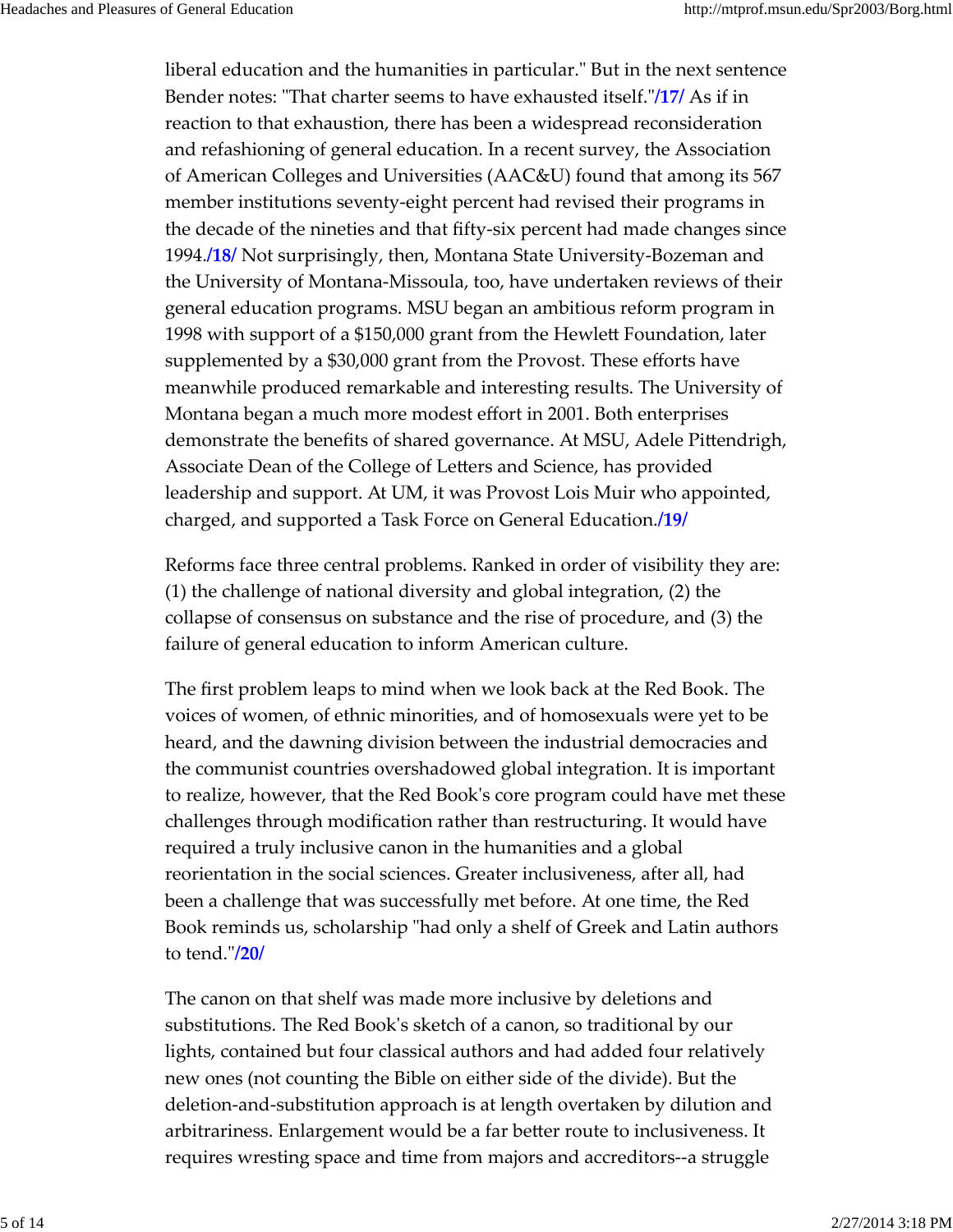liberal education and the humanities in particular." But in the next sentence Bender notes: "That charter seems to have exhausted itself."/17/ As if in reaction to that exhaustion, there has been a widespread reconsideration and refashioning of general education. In a recent survey, the Association of American Colleges and Universities (AAC&U) found that among its 567 member institutions seventy-eight percent had revised their programs in the decade of the nineties and that fifty-six percent had made changes since 1994./18/ Not surprisingly, then, Montana State University-Bozeman and the University of Montana-Missoula, too, have undertaken reviews of their general education programs. MSU began an ambitious reform program in 1998 with support of a $150,000 grant from the Hewlett Foundation, later supplemented by a $30,000 grant from the Provost. These efforts have meanwhile produced remarkable and interesting results. The University of Montana began a much more modest effort in 2001. Both enterprises demonstrate the benefits of shared governance. At MSU, Adele Pittendrigh, Associate Dean of the College of Letters and Science, has provided leadership and support. At UM, it was Provost Lois Muir who appointed, charged, and supported a Task Force on General Education./19/

Reforms face three central problems. Ranked in order of visibility they are: (1) the challenge of national diversity and global integration, (2) the collapse of consensus on substance and the rise of procedure, and (3) the failure of general education to inform American culture.

The first problem leaps to mind when we look back at the Red Book. The voices of women, of ethnic minorities, and of homosexuals were yet to be heard, and the dawning division between the industrial democracies and the communist countries overshadowed global integration. It is important to realize, however, that the Red Book's core program could have met these challenges through modification rather than restructuring. It would have required a truly inclusive canon in the humanities and a global reorientation in the social sciences. Greater inclusiveness, after all, had been a challenge that was successfully met before. At one time, the Red Book reminds us, scholarship "had only a shelf of Greek and Latin authors to tend."/20/

The canon on that shelf was made more inclusive by deletions and substitutions. The Red Book's sketch of a canon, so traditional by our lights, contained but four classical authors and had added four relatively new ones (not counting the Bible on either side of the divide). But the deletion-and-substitution approach is at length overtaken by dilution and arbitrariness. Enlargement would be a far better route to inclusiveness. It requires wresting space and time from majors and accreditors--a struggle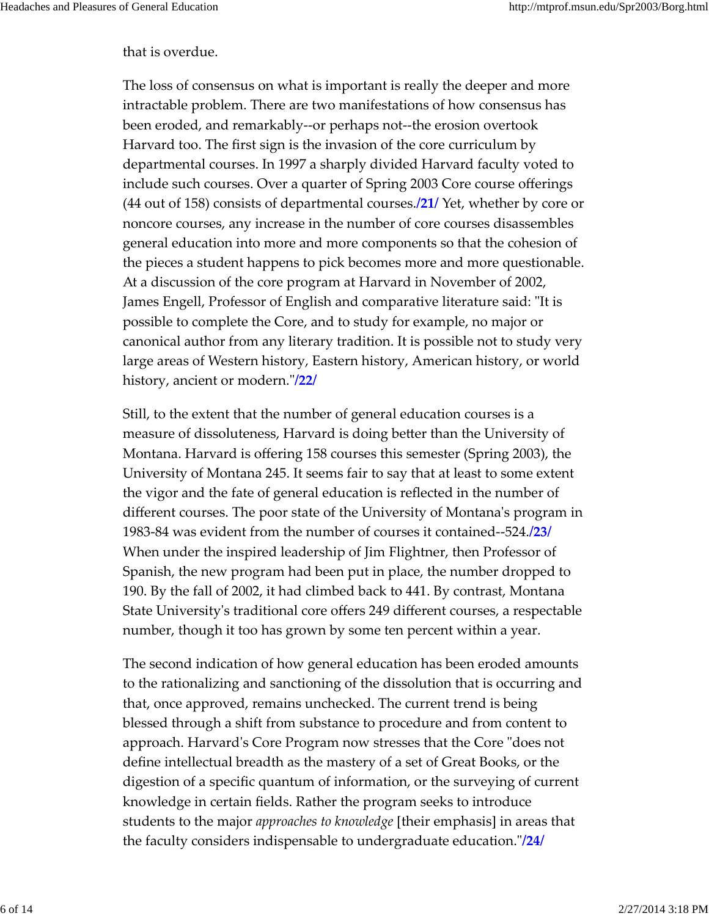that is overdue.

The loss of consensus on what is important is really the deeper and more intractable problem. There are two manifestations of how consensus has been eroded, and remarkably--or perhaps not--the erosion overtook Harvard too. The first sign is the invasion of the core curriculum by departmental courses. In 1997 a sharply divided Harvard faculty voted to include such courses. Over a quarter of Spring 2003 Core course offerings (44 out of 158) consists of departmental courses.**/21/** Yet, whether by core or noncore courses, any increase in the number of core courses disassembles general education into more and more components so that the cohesion of the pieces a student happens to pick becomes more and more questionable. At a discussion of the core program at Harvard in November of 2002, James Engell, Professor of English and comparative literature said: "It is possible to complete the Core, and to study for example, no major or canonical author from any literary tradition. It is possible not to study very large areas of Western history, Eastern history, American history, or world history, ancient or modern."**/22/**

Still, to the extent that the number of general education courses is a measure of dissoluteness, Harvard is doing better than the University of Montana. Harvard is offering 158 courses this semester (Spring 2003), the University of Montana 245. It seems fair to say that at least to some extent the vigor and the fate of general education is reflected in the number of different courses. The poor state of the University of Montana's program in 1983-84 was evident from the number of courses it contained--524.**/23/** When under the inspired leadership of Jim Flightner, then Professor of Spanish, the new program had been put in place, the number dropped to 190. By the fall of 2002, it had climbed back to 441. By contrast, Montana State University's traditional core offers 249 different courses, a respectable number, though it too has grown by some ten percent within a year.

The second indication of how general education has been eroded amounts to the rationalizing and sanctioning of the dissolution that is occurring and that, once approved, remains unchecked. The current trend is being blessed through a shift from substance to procedure and from content to approach. Harvard's Core Program now stresses that the Core "does not define intellectual breadth as the mastery of a set of Great Books, or the digestion of a specific quantum of information, or the surveying of current knowledge in certain fields. Rather the program seeks to introduce students to the major *approaches to knowledge* [their emphasis] in areas that the faculty considers indispensable to undergraduate education."**/24/**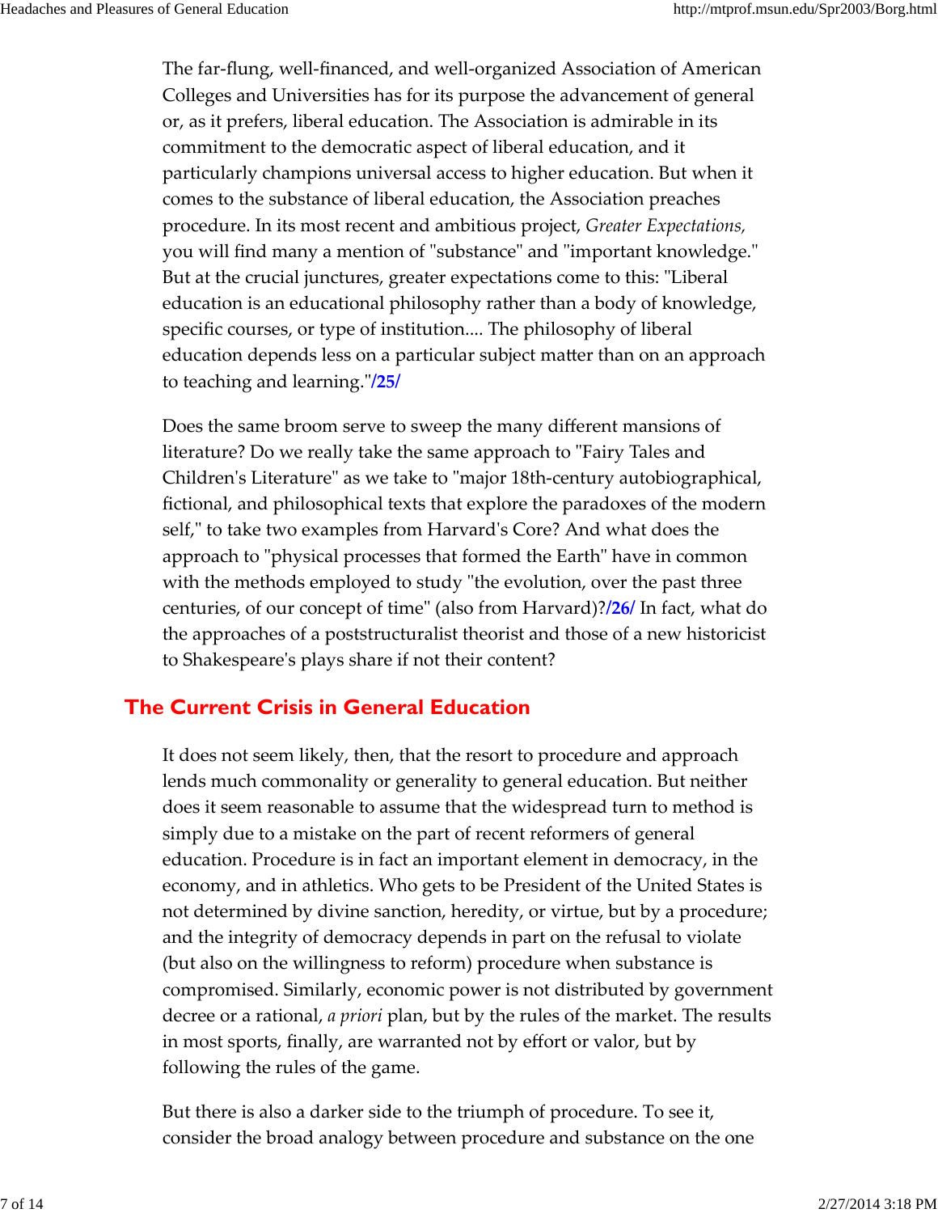The far-flung, well-financed, and well-organized Association of American Colleges and Universities has for its purpose the advancement of general or, as it prefers, liberal education. The Association is admirable in its commitment to the democratic aspect of liberal education, and it particularly champions universal access to higher education. But when it comes to the substance of liberal education, the Association preaches procedure. In its most recent and ambitious project, *Greater Expectations,* you will find many a mention of "substance" and "important knowledge." But at the crucial junctures, greater expectations come to this: "Liberal education is an educational philosophy rather than a body of knowledge, specific courses, or type of institution.... The philosophy of liberal education depends less on a particular subject matter than on an approach to teaching and learning."/25/

Does the same broom serve to sweep the many different mansions of literature? Do we really take the same approach to "Fairy Tales and Children's Literature" as we take to "major 18th-century autobiographical, fictional, and philosophical texts that explore the paradoxes of the modern self," to take two examples from Harvard's Core? And what does the approach to "physical processes that formed the Earth" have in common with the methods employed to study "the evolution, over the past three centuries, of our concept of time" (also from Harvard)?/26/ In fact, what do the approaches of a poststructuralist theorist and those of a new historicist to Shakespeare's plays share if not their content?

## The Current Crisis in General Education

It does not seem likely, then, that the resort to procedure and approach lends much commonality or generality to general education. But neither does it seem reasonable to assume that the widespread turn to method is simply due to a mistake on the part of recent reformers of general education. Procedure is in fact an important element in democracy, in the economy, and in athletics. Who gets to be President of the United States is not determined by divine sanction, heredity, or virtue, but by a procedure; and the integrity of democracy depends in part on the refusal to violate (but also on the willingness to reform) procedure when substance is compromised. Similarly, economic power is not distributed by government decree or a rational, *a priori* plan, but by the rules of the market. The results in most sports, finally, are warranted not by effort or valor, but by following the rules of the game.

But there is also a darker side to the triumph of procedure. To see it, consider the broad analogy between procedure and substance on the one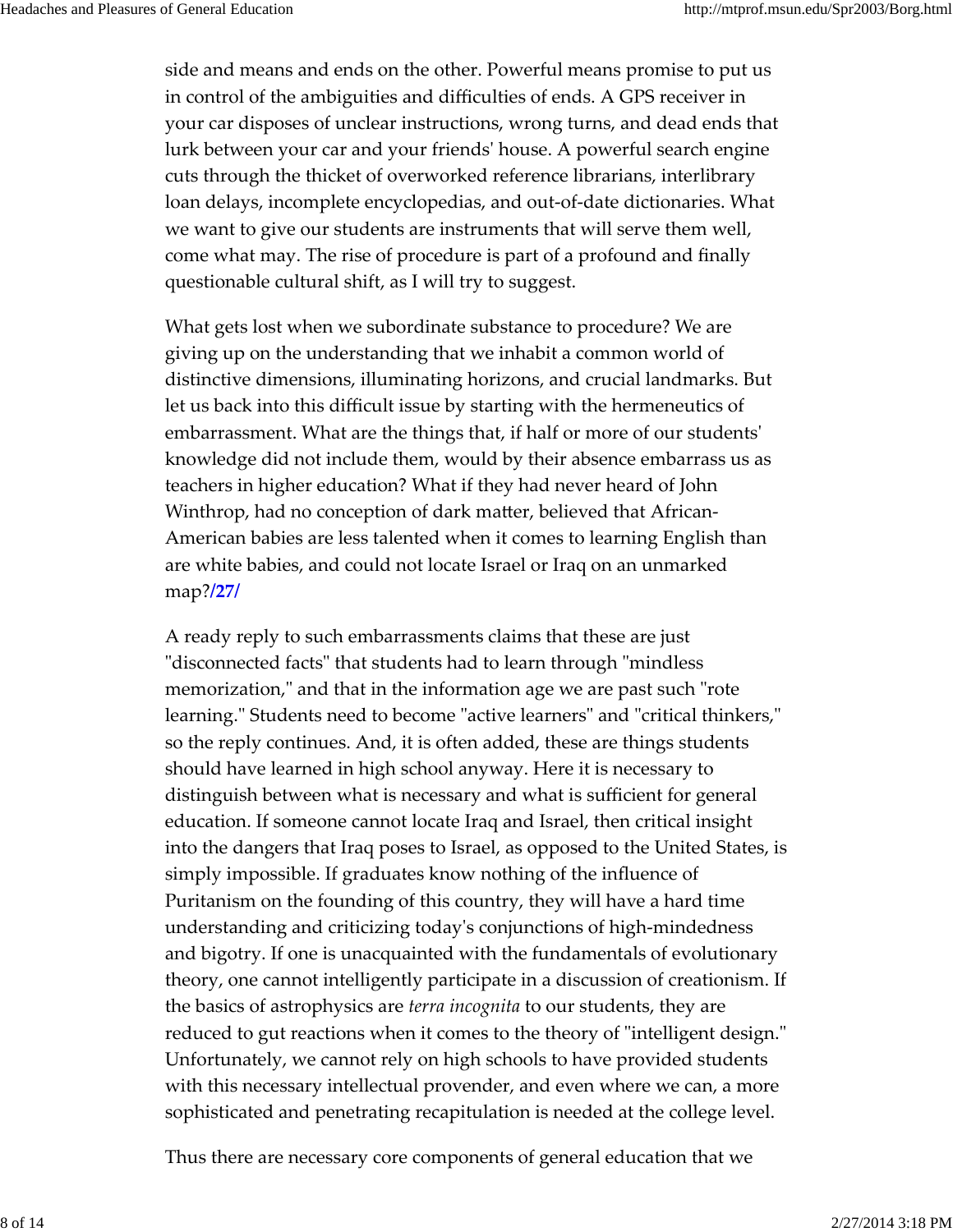side and means and ends on the other. Powerful means promise to put us in control of the ambiguities and difficulties of ends. A GPS receiver in your car disposes of unclear instructions, wrong turns, and dead ends that lurk between your car and your friends' house. A powerful search engine cuts through the thicket of overworked reference librarians, interlibrary loan delays, incomplete encyclopedias, and out-of-date dictionaries. What we want to give our students are instruments that will serve them well, come what may. The rise of procedure is part of a profound and finally questionable cultural shift, as I will try to suggest.

What gets lost when we subordinate substance to procedure? We are giving up on the understanding that we inhabit a common world of distinctive dimensions, illuminating horizons, and crucial landmarks. But let us back into this difficult issue by starting with the hermeneutics of embarrassment. What are the things that, if half or more of our students' knowledge did not include them, would by their absence embarrass us as teachers in higher education? What if they had never heard of John Winthrop, had no conception of dark matter, believed that African-American babies are less talented when it comes to learning English than are white babies, and could not locate Israel or Iraq on an unmarked map?**/27/**

A ready reply to such embarrassments claims that these are just "disconnected facts" that students had to learn through "mindless memorization," and that in the information age we are past such "rote learning." Students need to become "active learners" and "critical thinkers," so the reply continues. And, it is often added, these are things students should have learned in high school anyway. Here it is necessary to distinguish between what is necessary and what is sufficient for general education. If someone cannot locate Iraq and Israel, then critical insight into the dangers that Iraq poses to Israel, as opposed to the United States, is simply impossible. If graduates know nothing of the influence of Puritanism on the founding of this country, they will have a hard time understanding and criticizing today's conjunctions of high-mindedness and bigotry. If one is unacquainted with the fundamentals of evolutionary theory, one cannot intelligently participate in a discussion of creationism. If the basics of astrophysics are *terra incognita* to our students, they are reduced to gut reactions when it comes to the theory of "intelligent design." Unfortunately, we cannot rely on high schools to have provided students with this necessary intellectual provender, and even where we can, a more sophisticated and penetrating recapitulation is needed at the college level.

Thus there are necessary core components of general education that we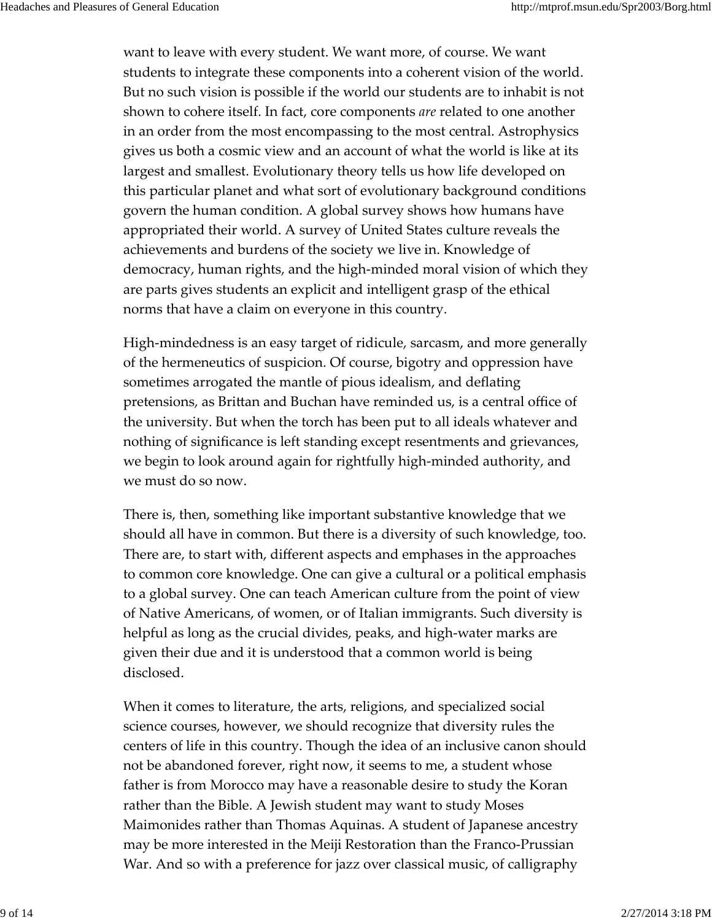want to leave with every student. We want more, of course. We want students to integrate these components into a coherent vision of the world. But no such vision is possible if the world our students are to inhabit is not shown to cohere itself. In fact, core components *are* related to one another in an order from the most encompassing to the most central. Astrophysics gives us both a cosmic view and an account of what the world is like at its largest and smallest. Evolutionary theory tells us how life developed on this particular planet and what sort of evolutionary background conditions govern the human condition. A global survey shows how humans have appropriated their world. A survey of United States culture reveals the achievements and burdens of the society we live in. Knowledge of democracy, human rights, and the high-minded moral vision of which they are parts gives students an explicit and intelligent grasp of the ethical norms that have a claim on everyone in this country.

High-mindedness is an easy target of ridicule, sarcasm, and more generally of the hermeneutics of suspicion. Of course, bigotry and oppression have sometimes arrogated the mantle of pious idealism, and deflating pretensions, as Brittan and Buchan have reminded us, is a central office of the university. But when the torch has been put to all ideals whatever and nothing of significance is left standing except resentments and grievances, we begin to look around again for rightfully high-minded authority, and we must do so now.

There is, then, something like important substantive knowledge that we should all have in common. But there is a diversity of such knowledge, too. There are, to start with, different aspects and emphases in the approaches to common core knowledge. One can give a cultural or a political emphasis to a global survey. One can teach American culture from the point of view of Native Americans, of women, or of Italian immigrants. Such diversity is helpful as long as the crucial divides, peaks, and high-water marks are given their due and it is understood that a common world is being disclosed.

When it comes to literature, the arts, religions, and specialized social science courses, however, we should recognize that diversity rules the centers of life in this country. Though the idea of an inclusive canon should not be abandoned forever, right now, it seems to me, a student whose father is from Morocco may have a reasonable desire to study the Koran rather than the Bible. A Jewish student may want to study Moses Maimonides rather than Thomas Aquinas. A student of Japanese ancestry may be more interested in the Meiji Restoration than the Franco-Prussian War. And so with a preference for jazz over classical music, of calligraphy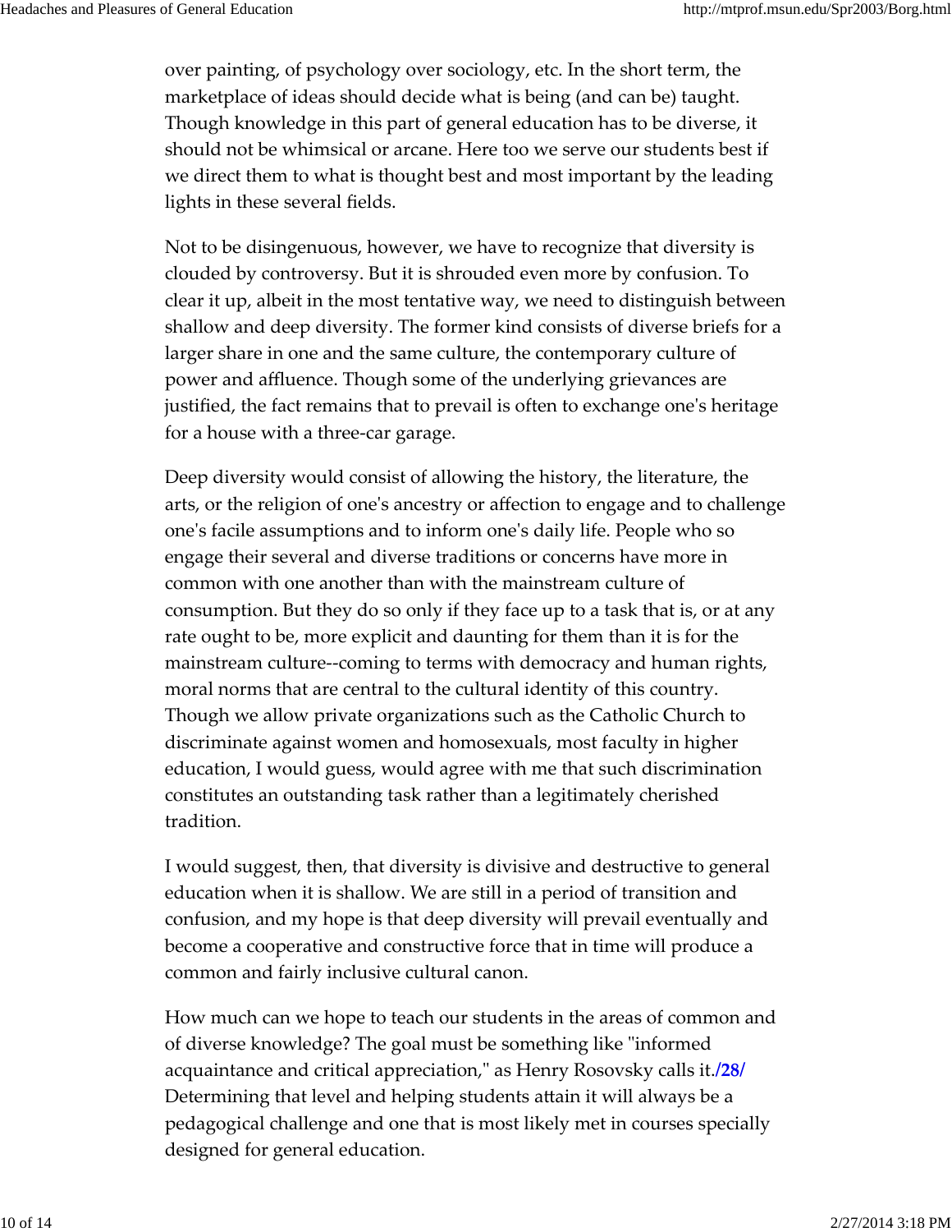over painting, of psychology over sociology, etc. In the short term, the marketplace of ideas should decide what is being (and can be) taught. Though knowledge in this part of general education has to be diverse, it should not be whimsical or arcane. Here too we serve our students best if we direct them to what is thought best and most important by the leading lights in these several fields.

Not to be disingenuous, however, we have to recognize that diversity is clouded by controversy. But it is shrouded even more by confusion. To clear it up, albeit in the most tentative way, we need to distinguish between shallow and deep diversity. The former kind consists of diverse briefs for a larger share in one and the same culture, the contemporary culture of power and affluence. Though some of the underlying grievances are justified, the fact remains that to prevail is often to exchange one's heritage for a house with a three-car garage.

Deep diversity would consist of allowing the history, the literature, the arts, or the religion of one's ancestry or affection to engage and to challenge one's facile assumptions and to inform one's daily life. People who so engage their several and diverse traditions or concerns have more in common with one another than with the mainstream culture of consumption. But they do so only if they face up to a task that is, or at any rate ought to be, more explicit and daunting for them than it is for the mainstream culture--coming to terms with democracy and human rights, moral norms that are central to the cultural identity of this country. Though we allow private organizations such as the Catholic Church to discriminate against women and homosexuals, most faculty in higher education, I would guess, would agree with me that such discrimination constitutes an outstanding task rather than a legitimately cherished tradition.

I would suggest, then, that diversity is divisive and destructive to general education when it is shallow. We are still in a period of transition and confusion, and my hope is that deep diversity will prevail eventually and become a cooperative and constructive force that in time will produce a common and fairly inclusive cultural canon.

How much can we hope to teach our students in the areas of common and of diverse knowledge? The goal must be something like "informed acquaintance and critical appreciation," as Henry Rosovsky calls it./28/ Determining that level and helping students attain it will always be a pedagogical challenge and one that is most likely met in courses specially designed for general education.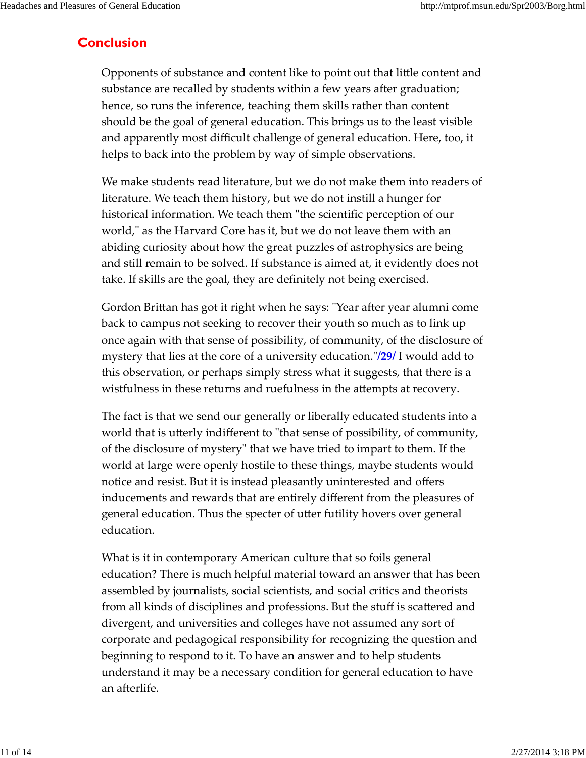## Conclusion

Opponents of substance and content like to point out that little content and substance are recalled by students within a few years after graduation; hence, so runs the inference, teaching them skills rather than content should be the goal of general education. This brings us to the least visible and apparently most difficult challenge of general education. Here, too, it helps to back into the problem by way of simple observations.

We make students read literature, but we do not make them into readers of literature. We teach them history, but we do not instill a hunger for historical information. We teach them "the scientific perception of our world," as the Harvard Core has it, but we do not leave them with an abiding curiosity about how the great puzzles of astrophysics are being and still remain to be solved. If substance is aimed at, it evidently does not take. If skills are the goal, they are definitely not being exercised.

Gordon Brittan has got it right when he says: "Year after year alumni come back to campus not seeking to recover their youth so much as to link up once again with that sense of possibility, of community, of the disclosure of mystery that lies at the core of a university education."**/29/** I would add to this observation, or perhaps simply stress what it suggests, that there is a wistfulness in these returns and ruefulness in the attempts at recovery.

The fact is that we send our generally or liberally educated students into a world that is utterly indifferent to "that sense of possibility, of community, of the disclosure of mystery" that we have tried to impart to them. If the world at large were openly hostile to these things, maybe students would notice and resist. But it is instead pleasantly uninterested and offers inducements and rewards that are entirely different from the pleasures of general education. Thus the specter of utter futility hovers over general education.

What is it in contemporary American culture that so foils general education? There is much helpful material toward an answer that has been assembled by journalists, social scientists, and social critics and theorists from all kinds of disciplines and professions. But the stuff is scattered and divergent, and universities and colleges have not assumed any sort of corporate and pedagogical responsibility for recognizing the question and beginning to respond to it. To have an answer and to help students understand it may be a necessary condition for general education to have an afterlife.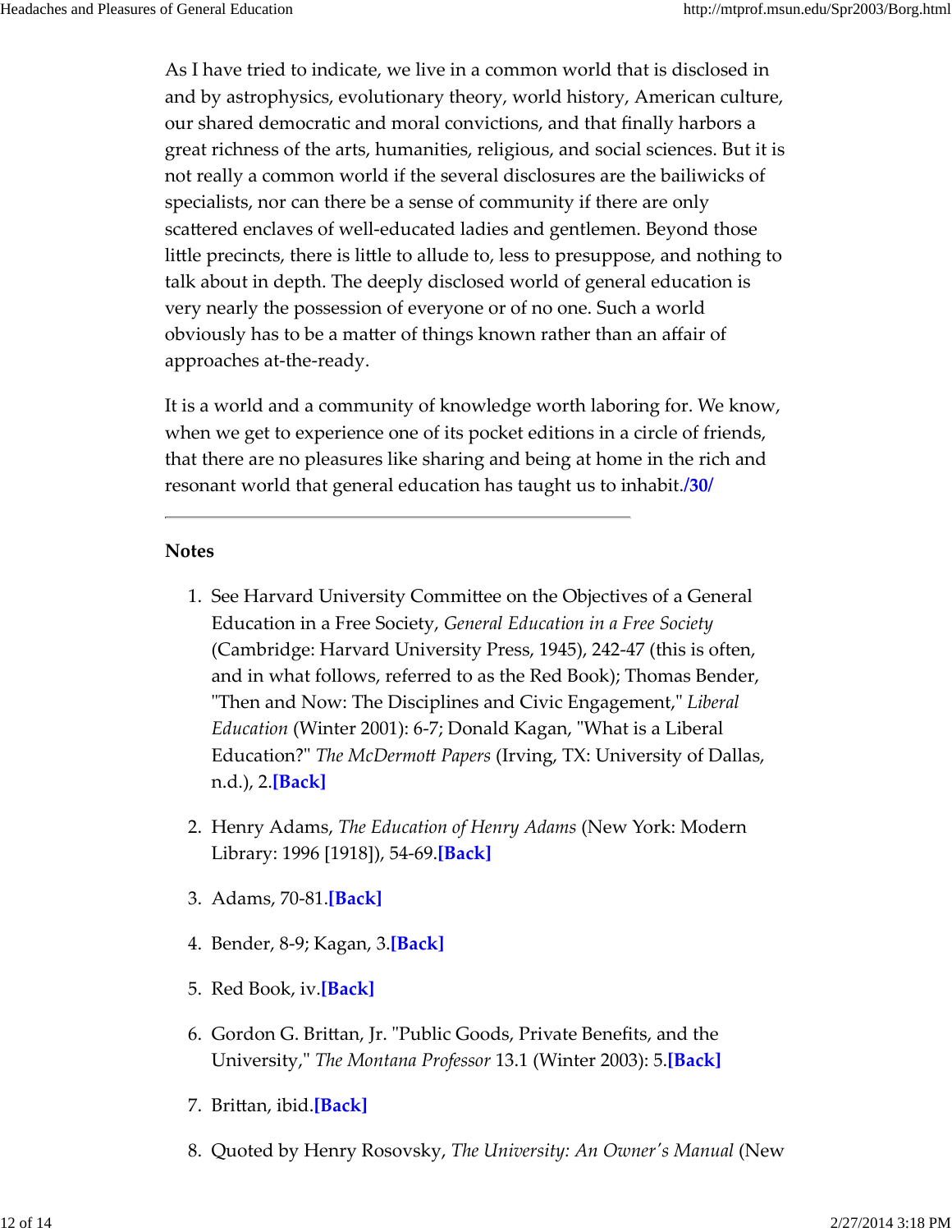As I have tried to indicate, we live in a common world that is disclosed in and by astrophysics, evolutionary theory, world history, American culture, our shared democratic and moral convictions, and that finally harbors a great richness of the arts, humanities, religious, and social sciences. But it is not really a common world if the several disclosures are the bailiwicks of specialists, nor can there be a sense of community if there are only scattered enclaves of well-educated ladies and gentlemen. Beyond those little precincts, there is little to allude to, less to presuppose, and nothing to talk about in depth. The deeply disclosed world of general education is very nearly the possession of everyone or of no one. Such a world obviously has to be a matter of things known rather than an affair of approaches at-the-ready.

It is a world and a community of knowledge worth laboring for. We know, when we get to experience one of its pocket editions in a circle of friends, that there are no pleasures like sharing and being at home in the rich and resonant world that general education has taught us to inhabit.**/30/**

---

### Notes

1. See Harvard University Committee on the Objectives of a General Education in a Free Society, *General Education in a Free Society* (Cambridge: Harvard University Press, 1945), 242-47 (this is often, and in what follows, referred to as the Red Book); Thomas Bender, "Then and Now: The Disciplines and Civic Engagement," *Liberal Education* (Winter 2001): 6-7; Donald Kagan, "What is a Liberal Education?" *The McDermott Papers* (Irving, TX: University of Dallas, n.d.), 2.**[Back]**

2. Henry Adams, *The Education of Henry Adams* (New York: Modern Library: 1996 [1918]), 54-69.**[Back]**

3. Adams, 70-81.**[Back]**

4. Bender, 8-9; Kagan, 3.**[Back]**

5. Red Book, iv.**[Back]**

6. Gordon G. Brittan, Jr. "Public Goods, Private Benefits, and the University," *The Montana Professor* 13.1 (Winter 2003): 5.**[Back]**

7. Brittan, ibid.**[Back]**

8. Quoted by Henry Rosovsky, *The University: An Owner's Manual* (New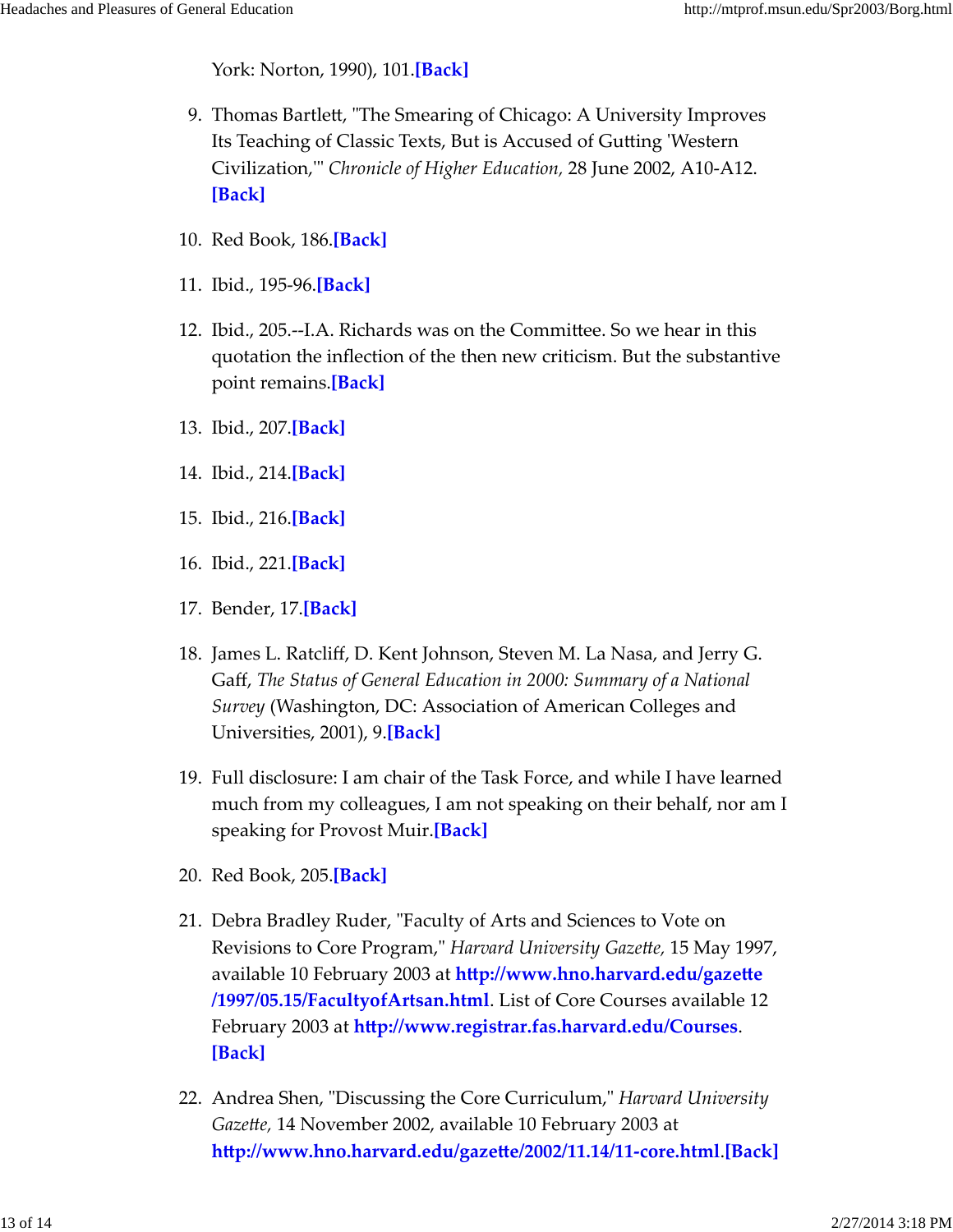York: Norton, 1990), 101.**[Back]**

9. Thomas Bartlett, "The Smearing of Chicago: A University Improves Its Teaching of Classic Texts, But is Accused of Gutting 'Western Civilization,'" *Chronicle of Higher Education,* 28 June 2002, A10-A12. **[Back]**

10. Red Book, 186.**[Back]**

11. Ibid., 195-96.**[Back]**

12. Ibid., 205.--I.A. Richards was on the Committee. So we hear in this quotation the inflection of the then new criticism. But the substantive point remains.**[Back]**

13. Ibid., 207.**[Back]**

14. Ibid., 214.**[Back]**

15. Ibid., 216.**[Back]**

16. Ibid., 221.**[Back]**

17. Bender, 17.**[Back]**

18. James L. Ratcliff, D. Kent Johnson, Steven M. La Nasa, and Jerry G. Gaff, *The Status of General Education in 2000: Summary of a National Survey* (Washington, DC: Association of American Colleges and Universities, 2001), 9.**[Back]**

19. Full disclosure: I am chair of the Task Force, and while I have learned much from my colleagues, I am not speaking on their behalf, nor am I speaking for Provost Muir.**[Back]**

20. Red Book, 205.**[Back]**

21. Debra Bradley Ruder, "Faculty of Arts and Sciences to Vote on Revisions to Core Program," *Harvard University Gazette,* 15 May 1997, available 10 February 2003 at **http://www.hno.harvard.edu/gazette/1997/05.15/FacultyofArtsan.html**. List of Core Courses available 12 February 2003 at **http://www.registrar.fas.harvard.edu/Courses**. **[Back]**

22. Andrea Shen, "Discussing the Core Curriculum," *Harvard University Gazette,* 14 November 2002, available 10 February 2003 at **http://www.hno.harvard.edu/gazette/2002/11.14/11-core.html**.**[Back]**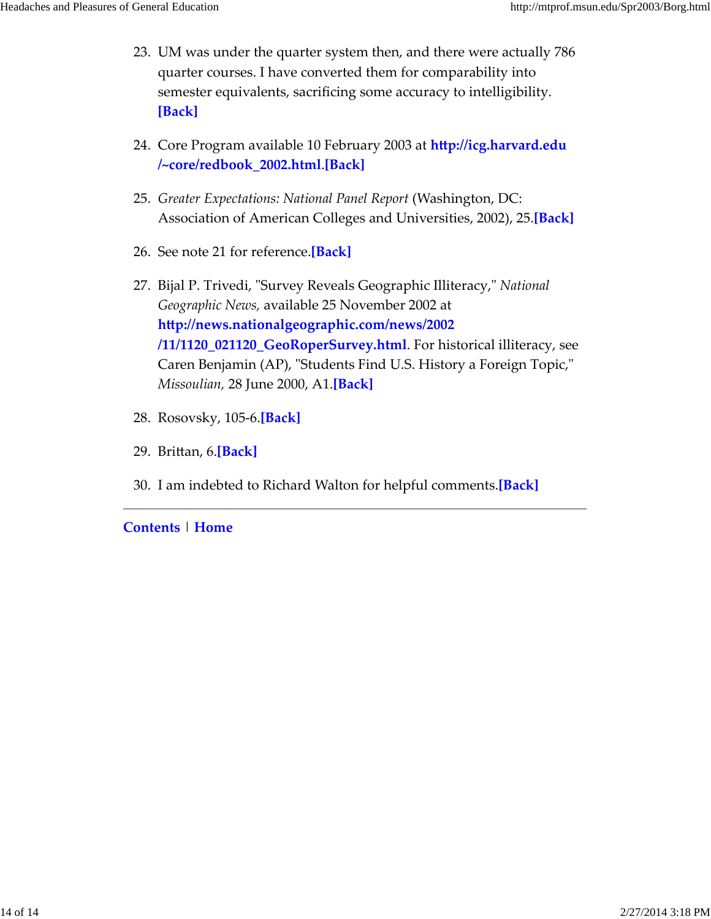23. UM was under the quarter system then, and there were actually 786 quarter courses. I have converted them for comparability into semester equivalents, sacrificing some accuracy to intelligibility. **[Back]**

24. Core Program available 10 February 2003 at **http://icg.harvard.edu/~core/redbook_2002.html**.**[Back]**

25. *Greater Expectations: National Panel Report* (Washington, DC: Association of American Colleges and Universities, 2002), 25.**[Back]**

26. See note 21 for reference.**[Back]**

27. Bijal P. Trivedi, "Survey Reveals Geographic Illiteracy," *National Geographic News*, available 25 November 2002 at **http://news.nationalgeographic.com/news/2002/11/1120_021120_GeoRoperSurvey.html**. For historical illiteracy, see Caren Benjamin (AP), "Students Find U.S. History a Foreign Topic," *Missoulian*, 28 June 2000, A1.**[Back]**

28. Rosovsky, 105-6.**[Back]**

29. Brittan, 6.**[Back]**

30. I am indebted to Richard Walton for helpful comments.**[Back]**

---

**Contents** | **Home**